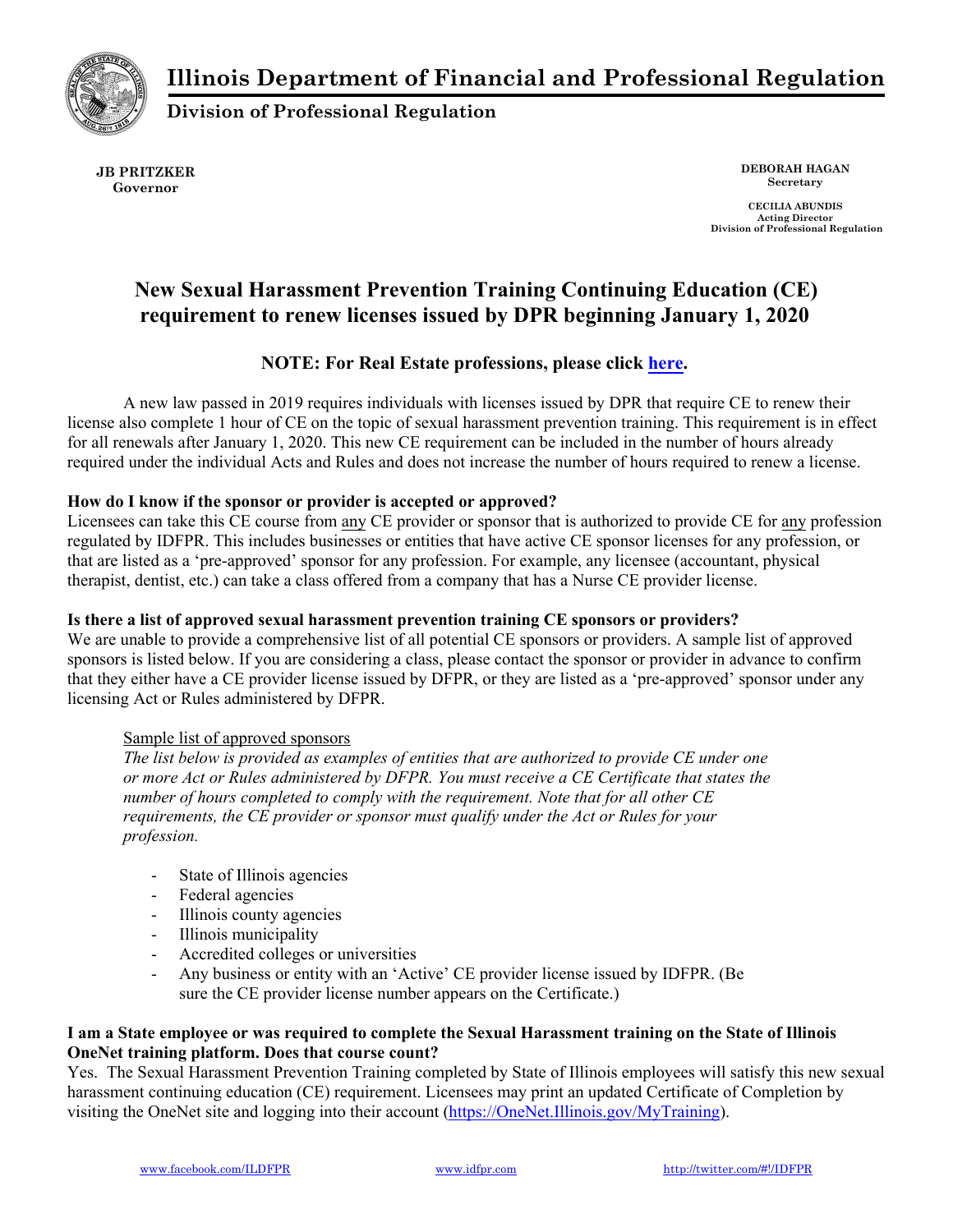# Illinois Department of Financial and Professional Regulation

## Division of Professional Regulation

**JB PRITZKER**
**Governor**

**DEBORAH HAGAN**
**Secretary**

**CECILIA ABUNDIS**
**Acting Director**
**Division of Professional Regulation**

# New Sexual Harassment Prevention Training Continuing Education (CE) requirement to renew licenses issued by DPR beginning January 1, 2020

### NOTE: For Real Estate professions, please click [here](here).

A new law passed in 2019 requires individuals with licenses issued by DPR that require CE to renew their license also complete 1 hour of CE on the topic of sexual harassment prevention training. This requirement is in effect for all renewals after January 1, 2020. This new CE requirement can be included in the number of hours already required under the individual Acts and Rules and does not increase the number of hours required to renew a license.

**How do I know if the sponsor or provider is accepted or approved?**

Licensees can take this CE course from any CE provider or sponsor that is authorized to provide CE for any profession regulated by IDFPR. This includes businesses or entities that have active CE sponsor licenses for any profession, or that are listed as a 'pre-approved' sponsor for any profession. For example, any licensee (accountant, physical therapist, dentist, etc.) can take a class offered from a company that has a Nurse CE provider license.

**Is there a list of approved sexual harassment prevention training CE sponsors or providers?**

We are unable to provide a comprehensive list of all potential CE sponsors or providers. A sample list of approved sponsors is listed below. If you are considering a class, please contact the sponsor or provider in advance to confirm that they either have a CE provider license issued by DFPR, or they are listed as a 'pre-approved' sponsor under any licensing Act or Rules administered by DFPR.

Sample list of approved sponsors

*The list below is provided as examples of entities that are authorized to provide CE under one or more Act or Rules administered by DFPR. You must receive a CE Certificate that states the number of hours completed to comply with the requirement. Note that for all other CE requirements, the CE provider or sponsor must qualify under the Act or Rules for your profession.*

- State of Illinois agencies
- Federal agencies
- Illinois county agencies
- Illinois municipality
- Accredited colleges or universities
- Any business or entity with an 'Active' CE provider license issued by IDFPR. (Be sure the CE provider license number appears on the Certificate.)

**I am a State employee or was required to complete the Sexual Harassment training on the State of Illinois OneNet training platform. Does that course count?**

Yes. The Sexual Harassment Prevention Training completed by State of Illinois employees will satisfy this new sexual harassment continuing education (CE) requirement. Licensees may print an updated Certificate of Completion by visiting the OneNet site and logging into their account (https://OneNet.Illinois.gov/MyTraining).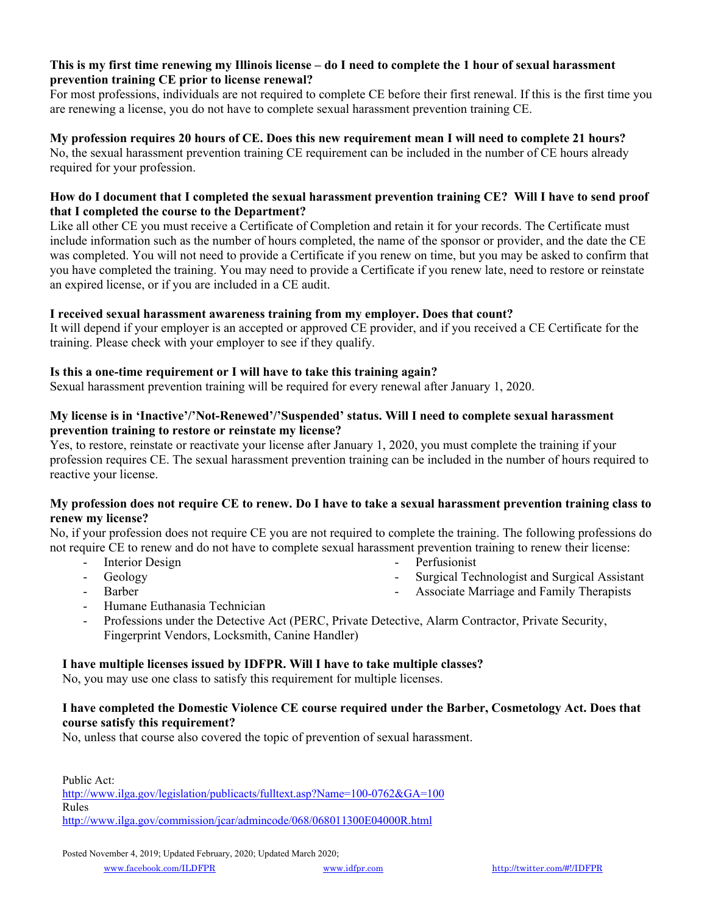**This is my first time renewing my Illinois license – do I need to complete the 1 hour of sexual harassment prevention training CE prior to license renewal?**

For most professions, individuals are not required to complete CE before their first renewal. If this is the first time you are renewing a license, you do not have to complete sexual harassment prevention training CE.

**My profession requires 20 hours of CE. Does this new requirement mean I will need to complete 21 hours?**

No, the sexual harassment prevention training CE requirement can be included in the number of CE hours already required for your profession.

**How do I document that I completed the sexual harassment prevention training CE? Will I have to send proof that I completed the course to the Department?**

Like all other CE you must receive a Certificate of Completion and retain it for your records. The Certificate must include information such as the number of hours completed, the name of the sponsor or provider, and the date the CE was completed. You will not need to provide a Certificate if you renew on time, but you may be asked to confirm that you have completed the training. You may need to provide a Certificate if you renew late, need to restore or reinstate an expired license, or if you are included in a CE audit.

**I received sexual harassment awareness training from my employer. Does that count?**

It will depend if your employer is an accepted or approved CE provider, and if you received a CE Certificate for the training. Please check with your employer to see if they qualify.

**Is this a one-time requirement or I will have to take this training again?**

Sexual harassment prevention training will be required for every renewal after January 1, 2020.

**My license is in 'Inactive'/'Not-Renewed'/'Suspended' status. Will I need to complete sexual harassment prevention training to restore or reinstate my license?**

Yes, to restore, reinstate or reactivate your license after January 1, 2020, you must complete the training if your profession requires CE. The sexual harassment prevention training can be included in the number of hours required to reactive your license.

**My profession does not require CE to renew. Do I have to take a sexual harassment prevention training class to renew my license?**

No, if your profession does not require CE you are not required to complete the training. The following professions do not require CE to renew and do not have to complete sexual harassment prevention training to renew their license:

- Interior Design
- Geology
- Barber
- Humane Euthanasia Technician
- Professions under the Detective Act (PERC, Private Detective, Alarm Contractor, Private Security, Fingerprint Vendors, Locksmith, Canine Handler)
- Perfusionist
- Surgical Technologist and Surgical Assistant
- Associate Marriage and Family Therapists

**I have multiple licenses issued by IDFPR. Will I have to take multiple classes?**

No, you may use one class to satisfy this requirement for multiple licenses.

**I have completed the Domestic Violence CE course required under the Barber, Cosmetology Act. Does that course satisfy this requirement?**

No, unless that course also covered the topic of prevention of sexual harassment.

Public Act:
http://www.ilga.gov/legislation/publicacts/fulltext.asp?Name=100-0762&GA=100
Rules
http://www.ilga.gov/commission/jcar/admincode/068/068011300E04000R.html

Posted November 4, 2019; Updated February, 2020; Updated March 2020;

www.facebook.com/ILDFPR www.idfpr.com http://twitter.com/#!/IDFPR